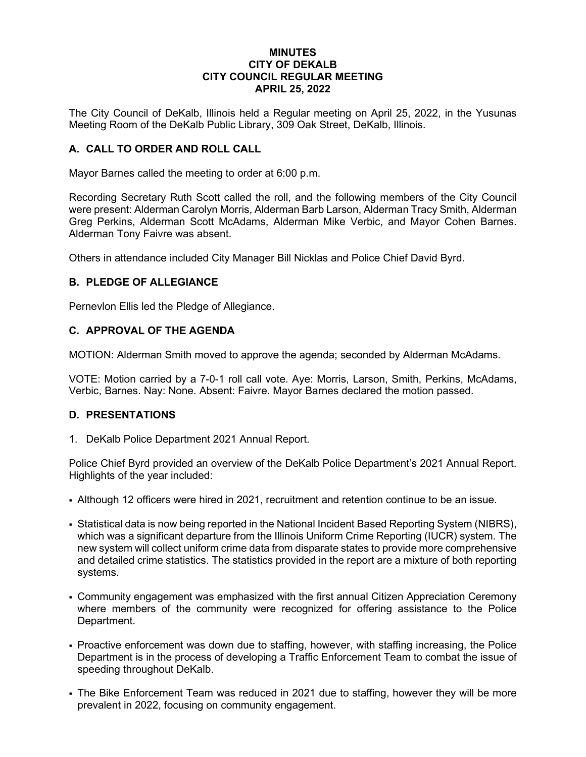# MINUTES
# CITY OF DEKALB
# CITY COUNCIL REGULAR MEETING
# APRIL 25, 2022

The City Council of DeKalb, Illinois held a Regular meeting on April 25, 2022, in the Yusunas Meeting Room of the DeKalb Public Library, 309 Oak Street, DeKalb, Illinois.

## A. CALL TO ORDER AND ROLL CALL

Mayor Barnes called the meeting to order at 6:00 p.m.

Recording Secretary Ruth Scott called the roll, and the following members of the City Council were present: Alderman Carolyn Morris, Alderman Barb Larson, Alderman Tracy Smith, Alderman Greg Perkins, Alderman Scott McAdams, Alderman Mike Verbic, and Mayor Cohen Barnes. Alderman Tony Faivre was absent.

Others in attendance included City Manager Bill Nicklas and Police Chief David Byrd.

## B. PLEDGE OF ALLEGIANCE

Pernevlon Ellis led the Pledge of Allegiance.

## C. APPROVAL OF THE AGENDA

MOTION: Alderman Smith moved to approve the agenda; seconded by Alderman McAdams.

VOTE: Motion carried by a 7-0-1 roll call vote. Aye: Morris, Larson, Smith, Perkins, McAdams, Verbic, Barnes. Nay: None. Absent: Faivre. Mayor Barnes declared the motion passed.

## D. PRESENTATIONS

1. DeKalb Police Department 2021 Annual Report.

Police Chief Byrd provided an overview of the DeKalb Police Department's 2021 Annual Report. Highlights of the year included:

- Although 12 officers were hired in 2021, recruitment and retention continue to be an issue.
- Statistical data is now being reported in the National Incident Based Reporting System (NIBRS), which was a significant departure from the Illinois Uniform Crime Reporting (IUCR) system. The new system will collect uniform crime data from disparate states to provide more comprehensive and detailed crime statistics. The statistics provided in the report are a mixture of both reporting systems.
- Community engagement was emphasized with the first annual Citizen Appreciation Ceremony where members of the community were recognized for offering assistance to the Police Department.
- Proactive enforcement was down due to staffing, however, with staffing increasing, the Police Department is in the process of developing a Traffic Enforcement Team to combat the issue of speeding throughout DeKalb.
- The Bike Enforcement Team was reduced in 2021 due to staffing, however they will be more prevalent in 2022, focusing on community engagement.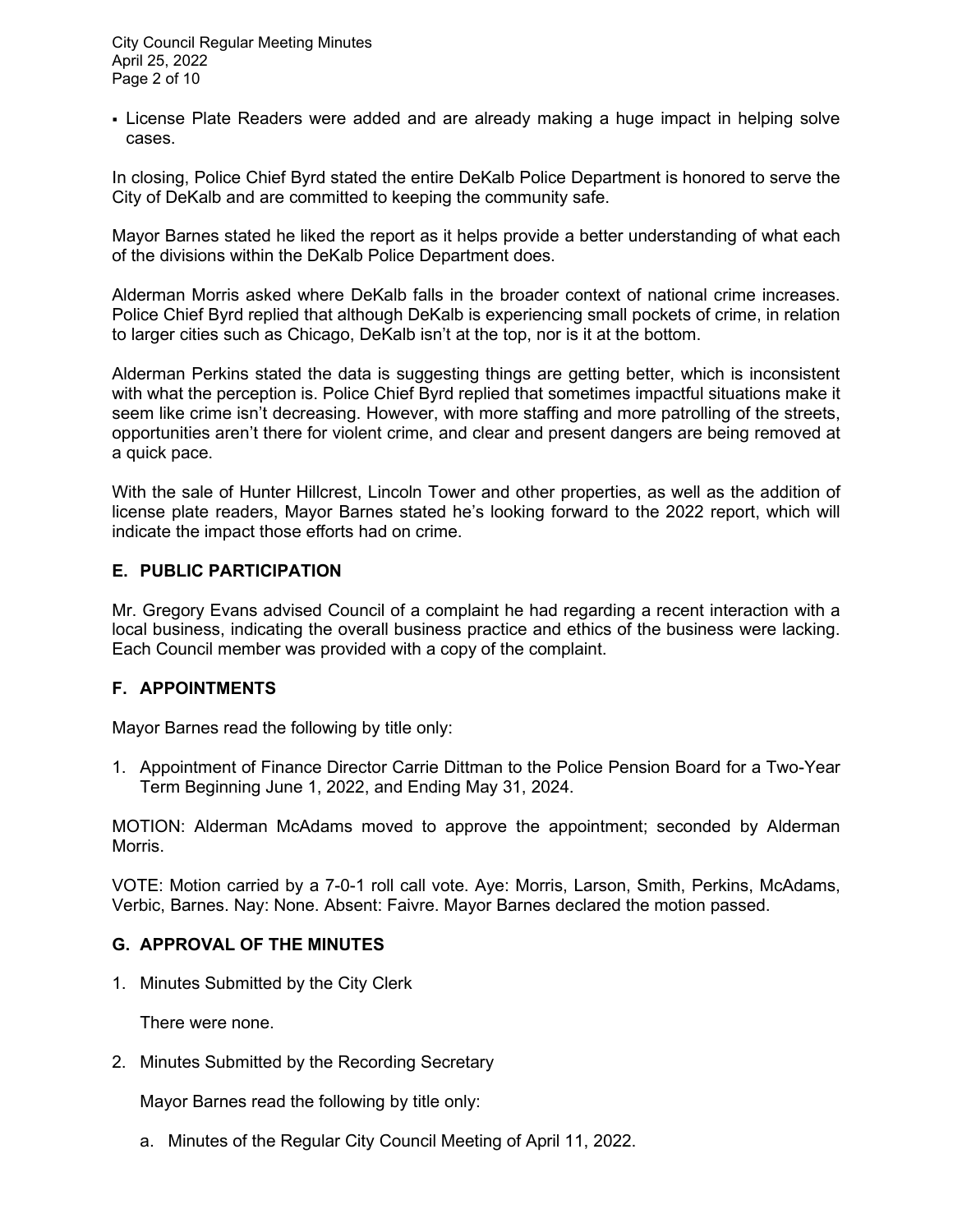- License Plate Readers were added and are already making a huge impact in helping solve cases.

In closing, Police Chief Byrd stated the entire DeKalb Police Department is honored to serve the City of DeKalb and are committed to keeping the community safe.

Mayor Barnes stated he liked the report as it helps provide a better understanding of what each of the divisions within the DeKalb Police Department does.

Alderman Morris asked where DeKalb falls in the broader context of national crime increases. Police Chief Byrd replied that although DeKalb is experiencing small pockets of crime, in relation to larger cities such as Chicago, DeKalb isn't at the top, nor is it at the bottom.

Alderman Perkins stated the data is suggesting things are getting better, which is inconsistent with what the perception is. Police Chief Byrd replied that sometimes impactful situations make it seem like crime isn't decreasing. However, with more staffing and more patrolling of the streets, opportunities aren't there for violent crime, and clear and present dangers are being removed at a quick pace.

With the sale of Hunter Hillcrest, Lincoln Tower and other properties, as well as the addition of license plate readers, Mayor Barnes stated he's looking forward to the 2022 report, which will indicate the impact those efforts had on crime.

## E. PUBLIC PARTICIPATION

Mr. Gregory Evans advised Council of a complaint he had regarding a recent interaction with a local business, indicating the overall business practice and ethics of the business were lacking. Each Council member was provided with a copy of the complaint.

## F. APPOINTMENTS

Mayor Barnes read the following by title only:

1. Appointment of Finance Director Carrie Dittman to the Police Pension Board for a Two-Year Term Beginning June 1, 2022, and Ending May 31, 2024.

MOTION: Alderman McAdams moved to approve the appointment; seconded by Alderman Morris.

VOTE: Motion carried by a 7-0-1 roll call vote. Aye: Morris, Larson, Smith, Perkins, McAdams, Verbic, Barnes. Nay: None. Absent: Faivre. Mayor Barnes declared the motion passed.

## G. APPROVAL OF THE MINUTES

1. Minutes Submitted by the City Clerk

   There were none.

2. Minutes Submitted by the Recording Secretary

   Mayor Barnes read the following by title only:

   a. Minutes of the Regular City Council Meeting of April 11, 2022.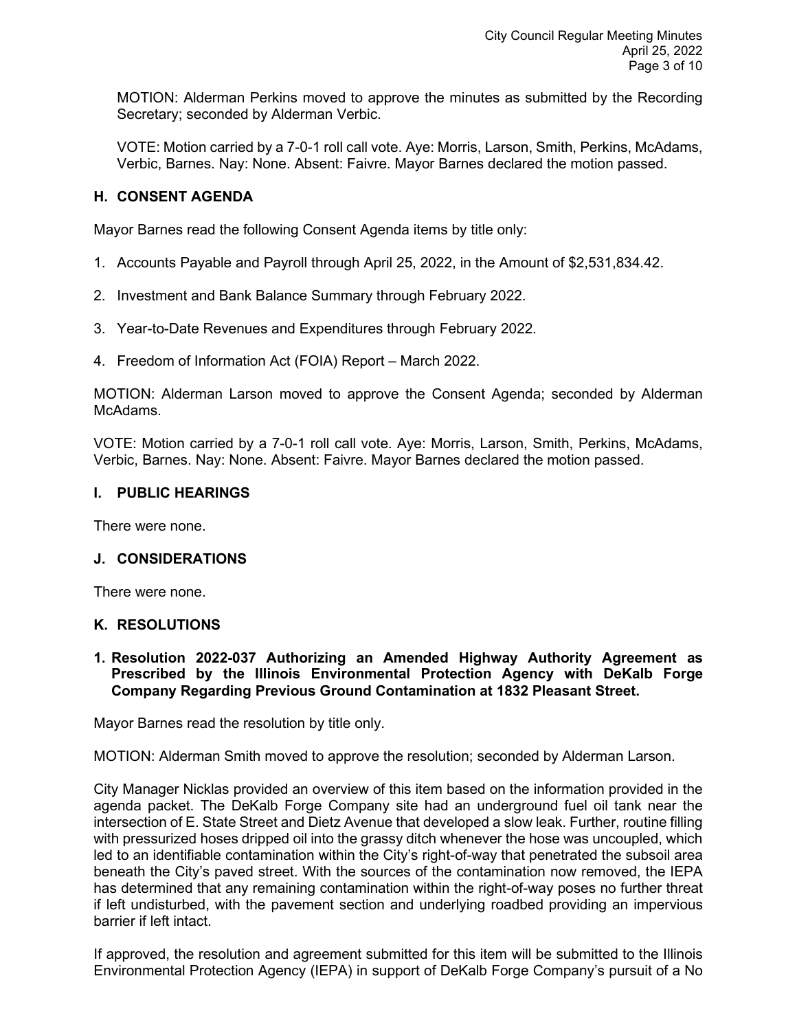MOTION: Alderman Perkins moved to approve the minutes as submitted by the Recording Secretary; seconded by Alderman Verbic.

VOTE: Motion carried by a 7-0-1 roll call vote. Aye: Morris, Larson, Smith, Perkins, McAdams, Verbic, Barnes. Nay: None. Absent: Faivre. Mayor Barnes declared the motion passed.

## H. CONSENT AGENDA

Mayor Barnes read the following Consent Agenda items by title only:

1. Accounts Payable and Payroll through April 25, 2022, in the Amount of $2,531,834.42.

2. Investment and Bank Balance Summary through February 2022.

3. Year-to-Date Revenues and Expenditures through February 2022.

4. Freedom of Information Act (FOIA) Report – March 2022.

MOTION: Alderman Larson moved to approve the Consent Agenda; seconded by Alderman McAdams.

VOTE: Motion carried by a 7-0-1 roll call vote. Aye: Morris, Larson, Smith, Perkins, McAdams, Verbic, Barnes. Nay: None. Absent: Faivre. Mayor Barnes declared the motion passed.

## I. PUBLIC HEARINGS

There were none.

## J. CONSIDERATIONS

There were none.

## K. RESOLUTIONS

**1. Resolution 2022-037 Authorizing an Amended Highway Authority Agreement as Prescribed by the Illinois Environmental Protection Agency with DeKalb Forge Company Regarding Previous Ground Contamination at 1832 Pleasant Street.**

Mayor Barnes read the resolution by title only.

MOTION: Alderman Smith moved to approve the resolution; seconded by Alderman Larson.

City Manager Nicklas provided an overview of this item based on the information provided in the agenda packet. The DeKalb Forge Company site had an underground fuel oil tank near the intersection of E. State Street and Dietz Avenue that developed a slow leak. Further, routine filling with pressurized hoses dripped oil into the grassy ditch whenever the hose was uncoupled, which led to an identifiable contamination within the City's right-of-way that penetrated the subsoil area beneath the City's paved street. With the sources of the contamination now removed, the IEPA has determined that any remaining contamination within the right-of-way poses no further threat if left undisturbed, with the pavement section and underlying roadbed providing an impervious barrier if left intact.

If approved, the resolution and agreement submitted for this item will be submitted to the Illinois Environmental Protection Agency (IEPA) in support of DeKalb Forge Company's pursuit of a No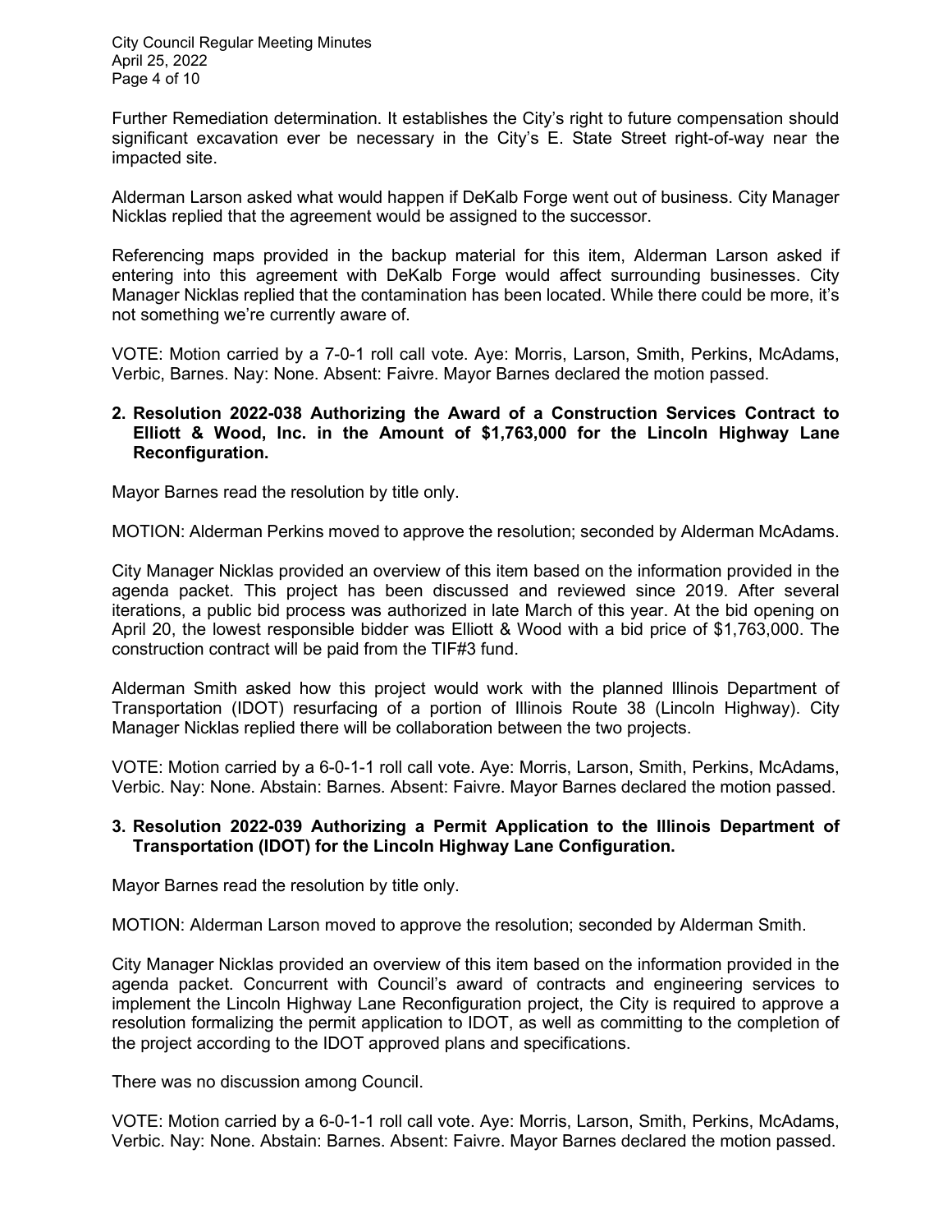Further Remediation determination. It establishes the City's right to future compensation should significant excavation ever be necessary in the City's E. State Street right-of-way near the impacted site.

Alderman Larson asked what would happen if DeKalb Forge went out of business. City Manager Nicklas replied that the agreement would be assigned to the successor.

Referencing maps provided in the backup material for this item, Alderman Larson asked if entering into this agreement with DeKalb Forge would affect surrounding businesses. City Manager Nicklas replied that the contamination has been located. While there could be more, it's not something we're currently aware of.

VOTE: Motion carried by a 7-0-1 roll call vote. Aye: Morris, Larson, Smith, Perkins, McAdams, Verbic, Barnes. Nay: None. Absent: Faivre. Mayor Barnes declared the motion passed.

**2. Resolution 2022-038 Authorizing the Award of a Construction Services Contract to Elliott & Wood, Inc. in the Amount of $1,763,000 for the Lincoln Highway Lane Reconfiguration.**

Mayor Barnes read the resolution by title only.

MOTION: Alderman Perkins moved to approve the resolution; seconded by Alderman McAdams.

City Manager Nicklas provided an overview of this item based on the information provided in the agenda packet. This project has been discussed and reviewed since 2019. After several iterations, a public bid process was authorized in late March of this year. At the bid opening on April 20, the lowest responsible bidder was Elliott & Wood with a bid price of $1,763,000. The construction contract will be paid from the TIF#3 fund.

Alderman Smith asked how this project would work with the planned Illinois Department of Transportation (IDOT) resurfacing of a portion of Illinois Route 38 (Lincoln Highway). City Manager Nicklas replied there will be collaboration between the two projects.

VOTE: Motion carried by a 6-0-1-1 roll call vote. Aye: Morris, Larson, Smith, Perkins, McAdams, Verbic. Nay: None. Abstain: Barnes. Absent: Faivre. Mayor Barnes declared the motion passed.

**3. Resolution 2022-039 Authorizing a Permit Application to the Illinois Department of Transportation (IDOT) for the Lincoln Highway Lane Configuration.**

Mayor Barnes read the resolution by title only.

MOTION: Alderman Larson moved to approve the resolution; seconded by Alderman Smith.

City Manager Nicklas provided an overview of this item based on the information provided in the agenda packet. Concurrent with Council's award of contracts and engineering services to implement the Lincoln Highway Lane Reconfiguration project, the City is required to approve a resolution formalizing the permit application to IDOT, as well as committing to the completion of the project according to the IDOT approved plans and specifications.

There was no discussion among Council.

VOTE: Motion carried by a 6-0-1-1 roll call vote. Aye: Morris, Larson, Smith, Perkins, McAdams, Verbic. Nay: None. Abstain: Barnes. Absent: Faivre. Mayor Barnes declared the motion passed.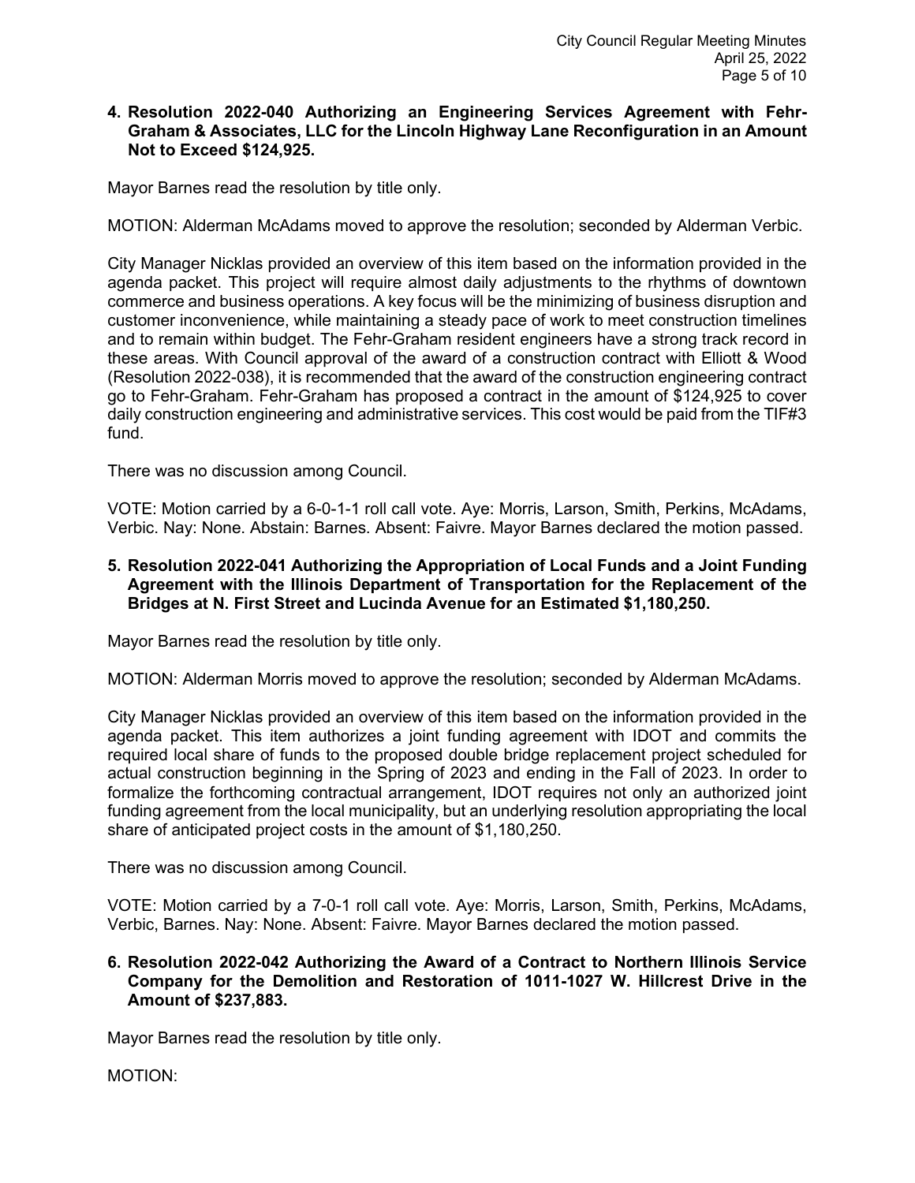**4. Resolution 2022-040 Authorizing an Engineering Services Agreement with Fehr-Graham & Associates, LLC for the Lincoln Highway Lane Reconfiguration in an Amount Not to Exceed $124,925.**

Mayor Barnes read the resolution by title only.

MOTION: Alderman McAdams moved to approve the resolution; seconded by Alderman Verbic.

City Manager Nicklas provided an overview of this item based on the information provided in the agenda packet. This project will require almost daily adjustments to the rhythms of downtown commerce and business operations. A key focus will be the minimizing of business disruption and customer inconvenience, while maintaining a steady pace of work to meet construction timelines and to remain within budget. The Fehr-Graham resident engineers have a strong track record in these areas. With Council approval of the award of a construction contract with Elliott & Wood (Resolution 2022-038), it is recommended that the award of the construction engineering contract go to Fehr-Graham. Fehr-Graham has proposed a contract in the amount of $124,925 to cover daily construction engineering and administrative services. This cost would be paid from the TIF#3 fund.

There was no discussion among Council.

VOTE: Motion carried by a 6-0-1-1 roll call vote. Aye: Morris, Larson, Smith, Perkins, McAdams, Verbic. Nay: None. Abstain: Barnes. Absent: Faivre. Mayor Barnes declared the motion passed.

**5. Resolution 2022-041 Authorizing the Appropriation of Local Funds and a Joint Funding Agreement with the Illinois Department of Transportation for the Replacement of the Bridges at N. First Street and Lucinda Avenue for an Estimated $1,180,250.**

Mayor Barnes read the resolution by title only.

MOTION: Alderman Morris moved to approve the resolution; seconded by Alderman McAdams.

City Manager Nicklas provided an overview of this item based on the information provided in the agenda packet. This item authorizes a joint funding agreement with IDOT and commits the required local share of funds to the proposed double bridge replacement project scheduled for actual construction beginning in the Spring of 2023 and ending in the Fall of 2023. In order to formalize the forthcoming contractual arrangement, IDOT requires not only an authorized joint funding agreement from the local municipality, but an underlying resolution appropriating the local share of anticipated project costs in the amount of $1,180,250.

There was no discussion among Council.

VOTE: Motion carried by a 7-0-1 roll call vote. Aye: Morris, Larson, Smith, Perkins, McAdams, Verbic, Barnes. Nay: None. Absent: Faivre. Mayor Barnes declared the motion passed.

**6. Resolution 2022-042 Authorizing the Award of a Contract to Northern Illinois Service Company for the Demolition and Restoration of 1011-1027 W. Hillcrest Drive in the Amount of $237,883.**

Mayor Barnes read the resolution by title only.

MOTION: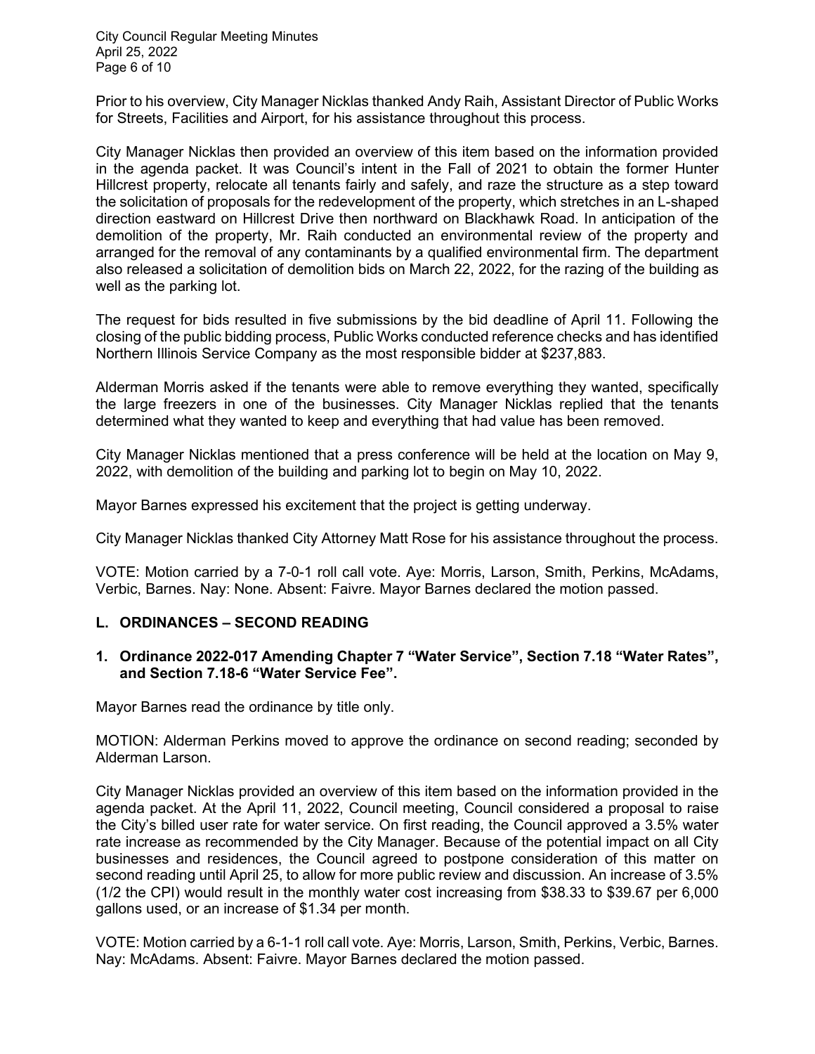Prior to his overview, City Manager Nicklas thanked Andy Raih, Assistant Director of Public Works for Streets, Facilities and Airport, for his assistance throughout this process.

City Manager Nicklas then provided an overview of this item based on the information provided in the agenda packet. It was Council's intent in the Fall of 2021 to obtain the former Hunter Hillcrest property, relocate all tenants fairly and safely, and raze the structure as a step toward the solicitation of proposals for the redevelopment of the property, which stretches in an L-shaped direction eastward on Hillcrest Drive then northward on Blackhawk Road. In anticipation of the demolition of the property, Mr. Raih conducted an environmental review of the property and arranged for the removal of any contaminants by a qualified environmental firm. The department also released a solicitation of demolition bids on March 22, 2022, for the razing of the building as well as the parking lot.

The request for bids resulted in five submissions by the bid deadline of April 11. Following the closing of the public bidding process, Public Works conducted reference checks and has identified Northern Illinois Service Company as the most responsible bidder at $237,883.

Alderman Morris asked if the tenants were able to remove everything they wanted, specifically the large freezers in one of the businesses. City Manager Nicklas replied that the tenants determined what they wanted to keep and everything that had value has been removed.

City Manager Nicklas mentioned that a press conference will be held at the location on May 9, 2022, with demolition of the building and parking lot to begin on May 10, 2022.

Mayor Barnes expressed his excitement that the project is getting underway.

City Manager Nicklas thanked City Attorney Matt Rose for his assistance throughout the process.

VOTE: Motion carried by a 7-0-1 roll call vote. Aye: Morris, Larson, Smith, Perkins, McAdams, Verbic, Barnes. Nay: None. Absent: Faivre. Mayor Barnes declared the motion passed.

## L. ORDINANCES – SECOND READING

### 1. Ordinance 2022-017 Amending Chapter 7 "Water Service", Section 7.18 "Water Rates", and Section 7.18-6 "Water Service Fee".

Mayor Barnes read the ordinance by title only.

MOTION: Alderman Perkins moved to approve the ordinance on second reading; seconded by Alderman Larson.

City Manager Nicklas provided an overview of this item based on the information provided in the agenda packet. At the April 11, 2022, Council meeting, Council considered a proposal to raise the City's billed user rate for water service. On first reading, the Council approved a 3.5% water rate increase as recommended by the City Manager. Because of the potential impact on all City businesses and residences, the Council agreed to postpone consideration of this matter on second reading until April 25, to allow for more public review and discussion. An increase of 3.5% (1/2 the CPI) would result in the monthly water cost increasing from $38.33 to $39.67 per 6,000 gallons used, or an increase of $1.34 per month.

VOTE: Motion carried by a 6-1-1 roll call vote. Aye: Morris, Larson, Smith, Perkins, Verbic, Barnes. Nay: McAdams. Absent: Faivre. Mayor Barnes declared the motion passed.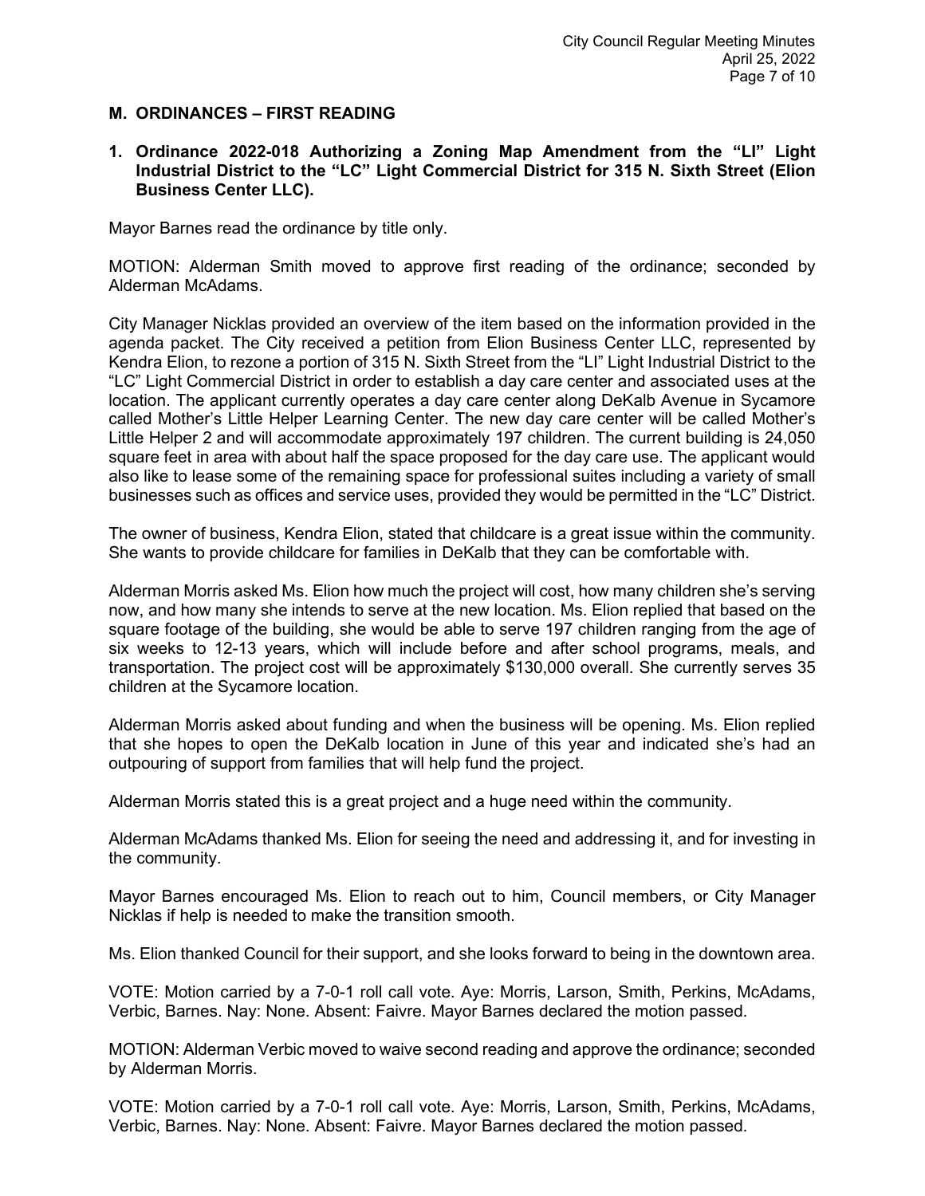## M. ORDINANCES – FIRST READING

**1. Ordinance 2022-018 Authorizing a Zoning Map Amendment from the "LI" Light Industrial District to the "LC" Light Commercial District for 315 N. Sixth Street (Elion Business Center LLC).**

Mayor Barnes read the ordinance by title only.

MOTION: Alderman Smith moved to approve first reading of the ordinance; seconded by Alderman McAdams.

City Manager Nicklas provided an overview of the item based on the information provided in the agenda packet. The City received a petition from Elion Business Center LLC, represented by Kendra Elion, to rezone a portion of 315 N. Sixth Street from the "LI" Light Industrial District to the "LC" Light Commercial District in order to establish a day care center and associated uses at the location. The applicant currently operates a day care center along DeKalb Avenue in Sycamore called Mother's Little Helper Learning Center. The new day care center will be called Mother's Little Helper 2 and will accommodate approximately 197 children. The current building is 24,050 square feet in area with about half the space proposed for the day care use. The applicant would also like to lease some of the remaining space for professional suites including a variety of small businesses such as offices and service uses, provided they would be permitted in the "LC" District.

The owner of business, Kendra Elion, stated that childcare is a great issue within the community. She wants to provide childcare for families in DeKalb that they can be comfortable with.

Alderman Morris asked Ms. Elion how much the project will cost, how many children she's serving now, and how many she intends to serve at the new location. Ms. Elion replied that based on the square footage of the building, she would be able to serve 197 children ranging from the age of six weeks to 12-13 years, which will include before and after school programs, meals, and transportation. The project cost will be approximately $130,000 overall. She currently serves 35 children at the Sycamore location.

Alderman Morris asked about funding and when the business will be opening. Ms. Elion replied that she hopes to open the DeKalb location in June of this year and indicated she's had an outpouring of support from families that will help fund the project.

Alderman Morris stated this is a great project and a huge need within the community.

Alderman McAdams thanked Ms. Elion for seeing the need and addressing it, and for investing in the community.

Mayor Barnes encouraged Ms. Elion to reach out to him, Council members, or City Manager Nicklas if help is needed to make the transition smooth.

Ms. Elion thanked Council for their support, and she looks forward to being in the downtown area.

VOTE: Motion carried by a 7-0-1 roll call vote. Aye: Morris, Larson, Smith, Perkins, McAdams, Verbic, Barnes. Nay: None. Absent: Faivre. Mayor Barnes declared the motion passed.

MOTION: Alderman Verbic moved to waive second reading and approve the ordinance; seconded by Alderman Morris.

VOTE: Motion carried by a 7-0-1 roll call vote. Aye: Morris, Larson, Smith, Perkins, McAdams, Verbic, Barnes. Nay: None. Absent: Faivre. Mayor Barnes declared the motion passed.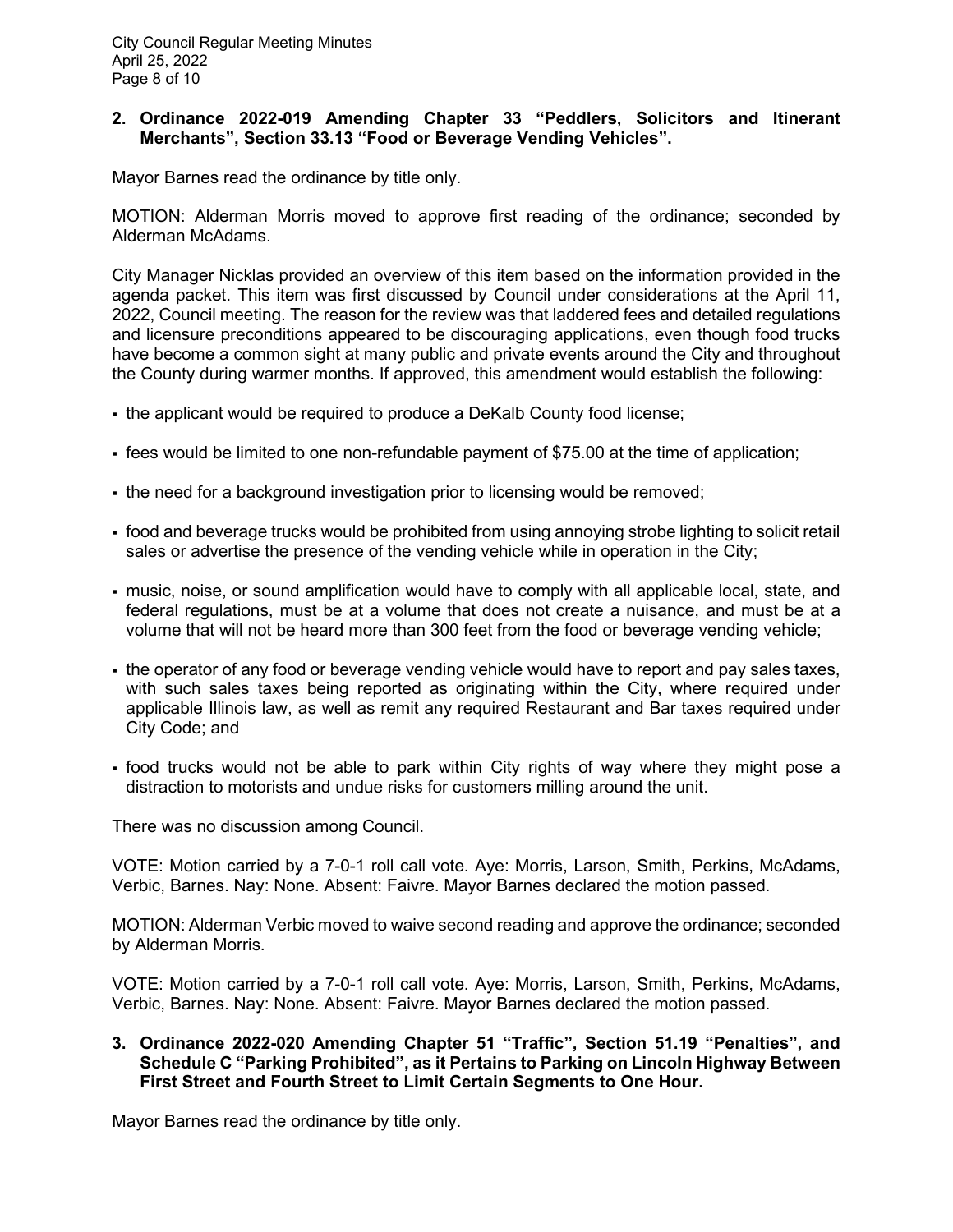**2. Ordinance 2022-019 Amending Chapter 33 "Peddlers, Solicitors and Itinerant Merchants", Section 33.13 "Food or Beverage Vending Vehicles".**

Mayor Barnes read the ordinance by title only.

MOTION: Alderman Morris moved to approve first reading of the ordinance; seconded by Alderman McAdams.

City Manager Nicklas provided an overview of this item based on the information provided in the agenda packet. This item was first discussed by Council under considerations at the April 11, 2022, Council meeting. The reason for the review was that laddered fees and detailed regulations and licensure preconditions appeared to be discouraging applications, even though food trucks have become a common sight at many public and private events around the City and throughout the County during warmer months. If approved, this amendment would establish the following:

- the applicant would be required to produce a DeKalb County food license;
- fees would be limited to one non-refundable payment of $75.00 at the time of application;
- the need for a background investigation prior to licensing would be removed;
- food and beverage trucks would be prohibited from using annoying strobe lighting to solicit retail sales or advertise the presence of the vending vehicle while in operation in the City;
- music, noise, or sound amplification would have to comply with all applicable local, state, and federal regulations, must be at a volume that does not create a nuisance, and must be at a volume that will not be heard more than 300 feet from the food or beverage vending vehicle;
- the operator of any food or beverage vending vehicle would have to report and pay sales taxes, with such sales taxes being reported as originating within the City, where required under applicable Illinois law, as well as remit any required Restaurant and Bar taxes required under City Code; and
- food trucks would not be able to park within City rights of way where they might pose a distraction to motorists and undue risks for customers milling around the unit.

There was no discussion among Council.

VOTE: Motion carried by a 7-0-1 roll call vote. Aye: Morris, Larson, Smith, Perkins, McAdams, Verbic, Barnes. Nay: None. Absent: Faivre. Mayor Barnes declared the motion passed.

MOTION: Alderman Verbic moved to waive second reading and approve the ordinance; seconded by Alderman Morris.

VOTE: Motion carried by a 7-0-1 roll call vote. Aye: Morris, Larson, Smith, Perkins, McAdams, Verbic, Barnes. Nay: None. Absent: Faivre. Mayor Barnes declared the motion passed.

**3. Ordinance 2022-020 Amending Chapter 51 "Traffic", Section 51.19 "Penalties", and Schedule C "Parking Prohibited", as it Pertains to Parking on Lincoln Highway Between First Street and Fourth Street to Limit Certain Segments to One Hour.**

Mayor Barnes read the ordinance by title only.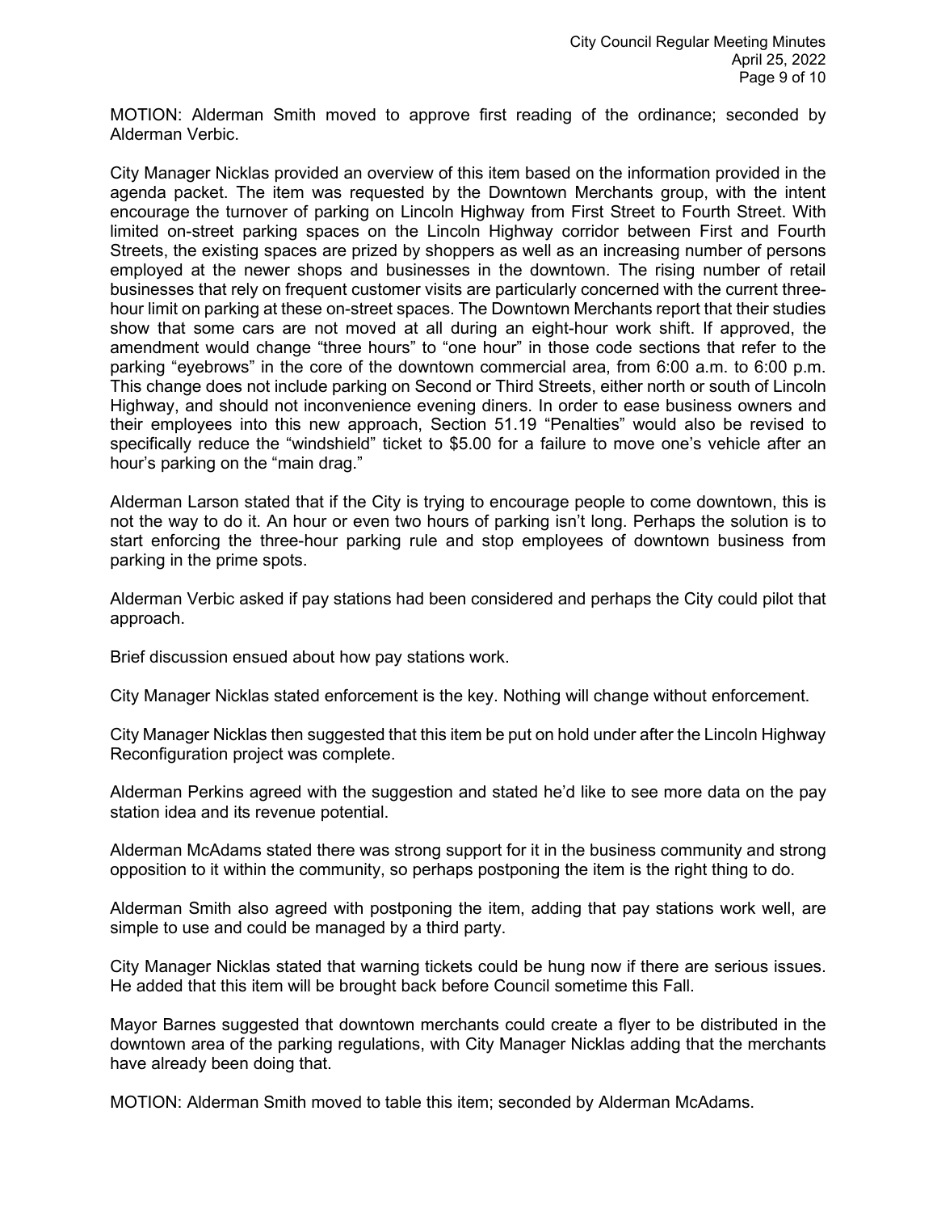MOTION: Alderman Smith moved to approve first reading of the ordinance; seconded by Alderman Verbic.

City Manager Nicklas provided an overview of this item based on the information provided in the agenda packet. The item was requested by the Downtown Merchants group, with the intent encourage the turnover of parking on Lincoln Highway from First Street to Fourth Street. With limited on-street parking spaces on the Lincoln Highway corridor between First and Fourth Streets, the existing spaces are prized by shoppers as well as an increasing number of persons employed at the newer shops and businesses in the downtown. The rising number of retail businesses that rely on frequent customer visits are particularly concerned with the current three-hour limit on parking at these on-street spaces. The Downtown Merchants report that their studies show that some cars are not moved at all during an eight-hour work shift. If approved, the amendment would change "three hours" to "one hour" in those code sections that refer to the parking "eyebrows" in the core of the downtown commercial area, from 6:00 a.m. to 6:00 p.m. This change does not include parking on Second or Third Streets, either north or south of Lincoln Highway, and should not inconvenience evening diners. In order to ease business owners and their employees into this new approach, Section 51.19 "Penalties" would also be revised to specifically reduce the "windshield" ticket to $5.00 for a failure to move one's vehicle after an hour's parking on the "main drag."

Alderman Larson stated that if the City is trying to encourage people to come downtown, this is not the way to do it. An hour or even two hours of parking isn't long. Perhaps the solution is to start enforcing the three-hour parking rule and stop employees of downtown business from parking in the prime spots.

Alderman Verbic asked if pay stations had been considered and perhaps the City could pilot that approach.

Brief discussion ensued about how pay stations work.

City Manager Nicklas stated enforcement is the key. Nothing will change without enforcement.

City Manager Nicklas then suggested that this item be put on hold under after the Lincoln Highway Reconfiguration project was complete.

Alderman Perkins agreed with the suggestion and stated he'd like to see more data on the pay station idea and its revenue potential.

Alderman McAdams stated there was strong support for it in the business community and strong opposition to it within the community, so perhaps postponing the item is the right thing to do.

Alderman Smith also agreed with postponing the item, adding that pay stations work well, are simple to use and could be managed by a third party.

City Manager Nicklas stated that warning tickets could be hung now if there are serious issues. He added that this item will be brought back before Council sometime this Fall.

Mayor Barnes suggested that downtown merchants could create a flyer to be distributed in the downtown area of the parking regulations, with City Manager Nicklas adding that the merchants have already been doing that.

MOTION: Alderman Smith moved to table this item; seconded by Alderman McAdams.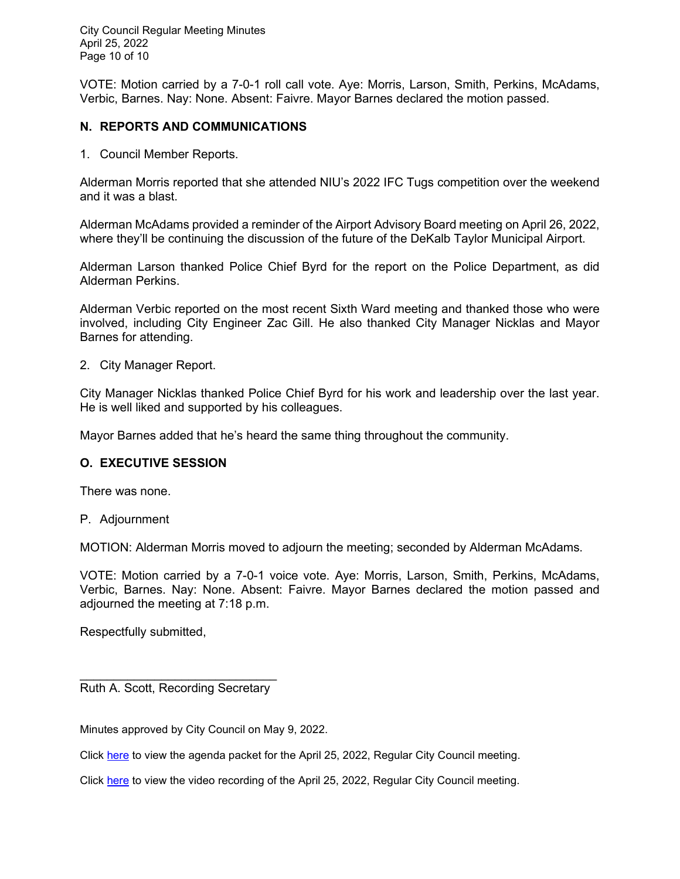VOTE: Motion carried by a 7-0-1 roll call vote. Aye: Morris, Larson, Smith, Perkins, McAdams, Verbic, Barnes. Nay: None. Absent: Faivre. Mayor Barnes declared the motion passed.

## N. REPORTS AND COMMUNICATIONS

1. Council Member Reports.

Alderman Morris reported that she attended NIU's 2022 IFC Tugs competition over the weekend and it was a blast.

Alderman McAdams provided a reminder of the Airport Advisory Board meeting on April 26, 2022, where they'll be continuing the discussion of the future of the DeKalb Taylor Municipal Airport.

Alderman Larson thanked Police Chief Byrd for the report on the Police Department, as did Alderman Perkins.

Alderman Verbic reported on the most recent Sixth Ward meeting and thanked those who were involved, including City Engineer Zac Gill. He also thanked City Manager Nicklas and Mayor Barnes for attending.

2. City Manager Report.

City Manager Nicklas thanked Police Chief Byrd for his work and leadership over the last year. He is well liked and supported by his colleagues.

Mayor Barnes added that he's heard the same thing throughout the community.

## O. EXECUTIVE SESSION

There was none.

P. Adjournment

MOTION: Alderman Morris moved to adjourn the meeting; seconded by Alderman McAdams.

VOTE: Motion carried by a 7-0-1 voice vote. Aye: Morris, Larson, Smith, Perkins, McAdams, Verbic, Barnes. Nay: None. Absent: Faivre. Mayor Barnes declared the motion passed and adjourned the meeting at 7:18 p.m.

Respectfully submitted,

\_\_\_\_\_\_\_\_\_\_\_\_\_\_\_\_\_\_\_\_\_\_\_\_\_\_\_\_\_\_
Ruth A. Scott, Recording Secretary

Minutes approved by City Council on May 9, 2022.

Click here to view the agenda packet for the April 25, 2022, Regular City Council meeting.

Click here to view the video recording of the April 25, 2022, Regular City Council meeting.